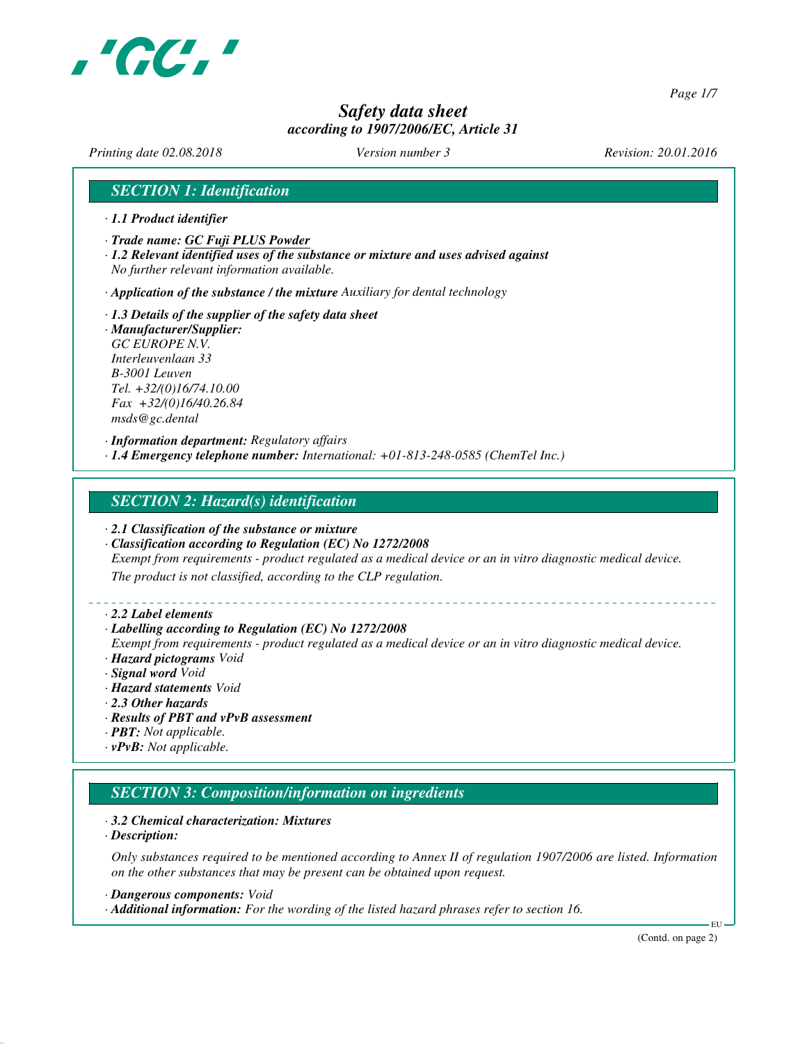# Safety data sheet

*according to 1907/2006/EC, Article 31*

*Printing date 02.08.2018* *Version number 3* *Revision: 20.01.2016*

## SECTION 1: Identification

· **1.1 Product identifier**

· **Trade name: GC Fuji PLUS Powder**

· **1.2 Relevant identified uses of the substance or mixture and uses advised against**
No further relevant information available.

· **Application of the substance / the mixture** Auxiliary for dental technology

· **1.3 Details of the supplier of the safety data sheet**

· **Manufacturer/Supplier:**
GC EUROPE N.V.
Interleuvenlaan 33
B-3001 Leuven
Tel. +32/(0)16/74.10.00
Fax +32/(0)16/40.26.84
msds@gc.dental

· **Information department:** Regulatory affairs

· **1.4 Emergency telephone number:** International: +01-813-248-0585 (ChemTel Inc.)

## SECTION 2: Hazard(s) identification

· **2.1 Classification of the substance or mixture**

· **Classification according to Regulation (EC) No 1272/2008**
Exempt from requirements - product regulated as a medical device or an in vitro diagnostic medical device.
The product is not classified, according to the CLP regulation.

· **2.2 Label elements**

· **Labelling according to Regulation (EC) No 1272/2008**
Exempt from requirements - product regulated as a medical device or an in vitro diagnostic medical device.

· **Hazard pictograms** Void

· **Signal word** Void

· **Hazard statements** Void

· **2.3 Other hazards**

· **Results of PBT and vPvB assessment**

· **PBT:** Not applicable.

· **vPvB:** Not applicable.

## SECTION 3: Composition/information on ingredients

· **3.2 Chemical characterization: Mixtures**

· **Description:**

Only substances required to be mentioned according to Annex II of regulation 1907/2006 are listed. Information on the other substances that may be present can be obtained upon request.

· **Dangerous components:** Void

· **Additional information:** For the wording of the listed hazard phrases refer to section 16.

(Contd. on page 2)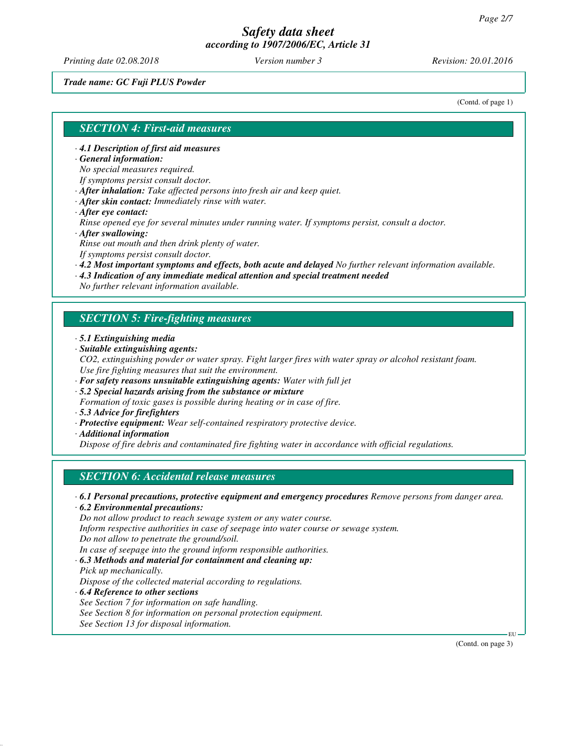## SECTION 4: First-aid measures

- **4.1 Description of first aid measures**
- **General information:**
  No special measures required.
  If symptoms persist consult doctor.
- **After inhalation:** Take affected persons into fresh air and keep quiet.
- **After skin contact:** Immediately rinse with water.
- **After eye contact:**
  Rinse opened eye for several minutes under running water. If symptoms persist, consult a doctor.
- **After swallowing:**
  Rinse out mouth and then drink plenty of water.
  If symptoms persist consult doctor.
- **4.2 Most important symptoms and effects, both acute and delayed** No further relevant information available.
- **4.3 Indication of any immediate medical attention and special treatment needed**
  No further relevant information available.

## SECTION 5: Fire-fighting measures

- **5.1 Extinguishing media**
- **Suitable extinguishing agents:**
  $CO_2$, extinguishing powder or water spray. Fight larger fires with water spray or alcohol resistant foam.
  Use fire fighting measures that suit the environment.
- **For safety reasons unsuitable extinguishing agents:** Water with full jet
- **5.2 Special hazards arising from the substance or mixture**
  Formation of toxic gases is possible during heating or in case of fire.
- **5.3 Advice for firefighters**
- **Protective equipment:** Wear self-contained respiratory protective device.
- **Additional information**
  Dispose of fire debris and contaminated fire fighting water in accordance with official regulations.

## SECTION 6: Accidental release measures

- **6.1 Personal precautions, protective equipment and emergency procedures** Remove persons from danger area.
- **6.2 Environmental precautions:**
  Do not allow product to reach sewage system or any water course.
  Inform respective authorities in case of seepage into water course or sewage system.
  Do not allow to penetrate the ground/soil.
  In case of seepage into the ground inform responsible authorities.
- **6.3 Methods and material for containment and cleaning up:**
  Pick up mechanically.
  Dispose of the collected material according to regulations.
- **6.4 Reference to other sections**
  See Section 7 for information on safe handling.
  See Section 8 for information on personal protection equipment.
  See Section 13 for disposal information.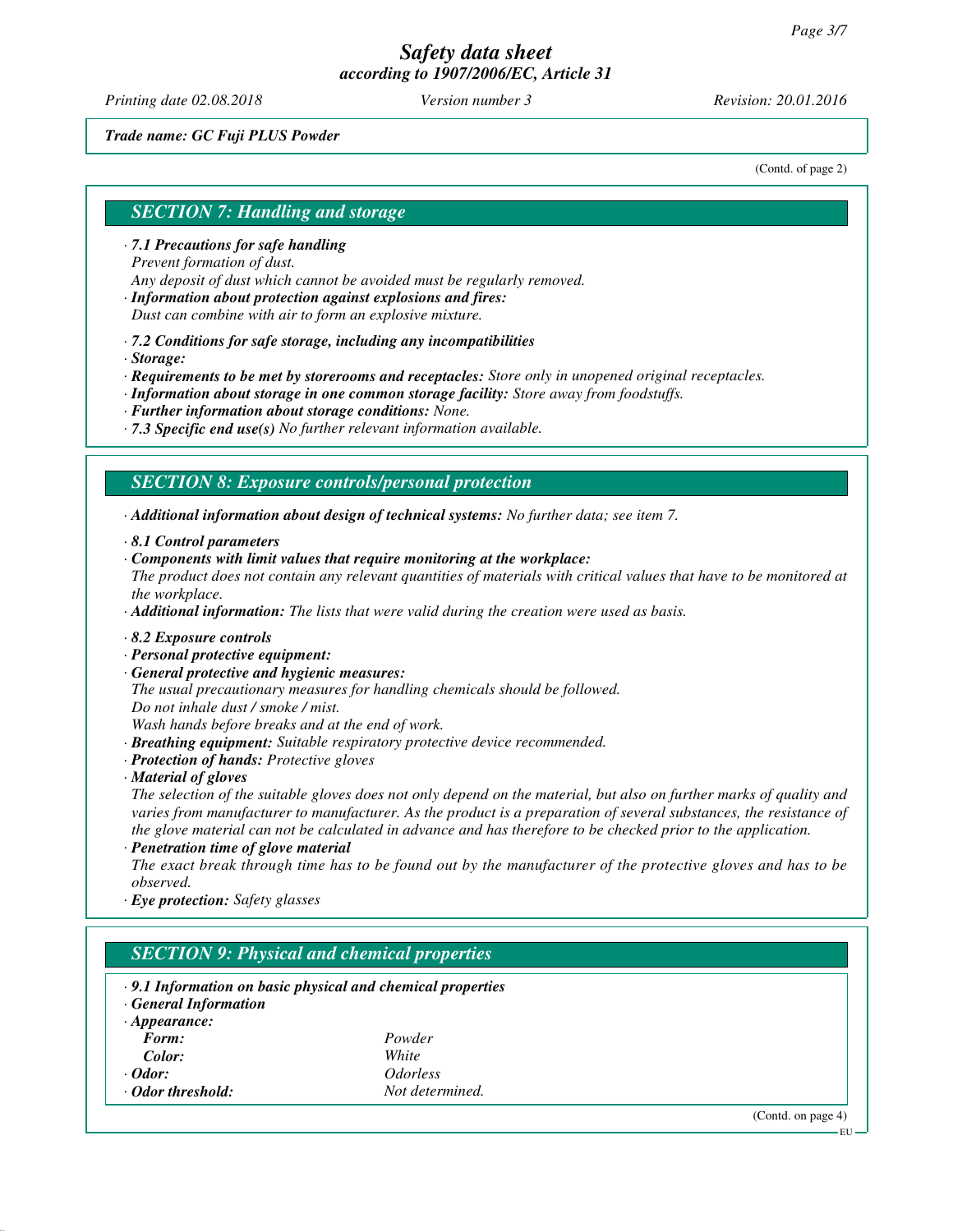*Safety data sheet*
*according to 1907/2006/EC, Article 31*

*Printing date 02.08.2018* *Version number 3* *Revision: 20.01.2016*

***Trade name: GC Fuji PLUS Powder***

(Contd. of page 2)

## *SECTION 7: Handling and storage*

· ***7.1 Precautions for safe handling***
*Prevent formation of dust.*
*Any deposit of dust which cannot be avoided must be regularly removed.*
· ***Information about protection against explosions and fires:***
*Dust can combine with air to form an explosive mixture.*

· ***7.2 Conditions for safe storage, including any incompatibilities***
· ***Storage:***
· ***Requirements to be met by storerooms and receptacles:*** *Store only in unopened original receptacles.*
· ***Information about storage in one common storage facility:*** *Store away from foodstuffs.*
· ***Further information about storage conditions:*** *None.*
· ***7.3 Specific end use(s)*** *No further relevant information available.*

## *SECTION 8: Exposure controls/personal protection*

· ***Additional information about design of technical systems:*** *No further data; see item 7.*

· ***8.1 Control parameters***
· ***Components with limit values that require monitoring at the workplace:***
*The product does not contain any relevant quantities of materials with critical values that have to be monitored at the workplace.*
· ***Additional information:*** *The lists that were valid during the creation were used as basis.*

· ***8.2 Exposure controls***
· ***Personal protective equipment:***
· ***General protective and hygienic measures:***
*The usual precautionary measures for handling chemicals should be followed.*
*Do not inhale dust / smoke / mist.*
*Wash hands before breaks and at the end of work.*
· ***Breathing equipment:*** *Suitable respiratory protective device recommended.*
· ***Protection of hands:*** *Protective gloves*
· ***Material of gloves***
*The selection of the suitable gloves does not only depend on the material, but also on further marks of quality and varies from manufacturer to manufacturer. As the product is a preparation of several substances, the resistance of the glove material can not be calculated in advance and has therefore to be checked prior to the application.*
· ***Penetration time of glove material***
*The exact break through time has to be found out by the manufacturer of the protective gloves and has to be observed.*
· ***Eye protection:*** *Safety glasses*

## *SECTION 9: Physical and chemical properties*

· ***9.1 Information on basic physical and chemical properties***
· ***General Information***
· ***Appearance:***

| | |
|---|---|
| ***Form:*** | *Powder* |
| ***Color:*** | *White* |
| · ***Odor:*** | *Odorless* |
| · ***Odor threshold:*** | *Not determined.* |

(Contd. on page 4)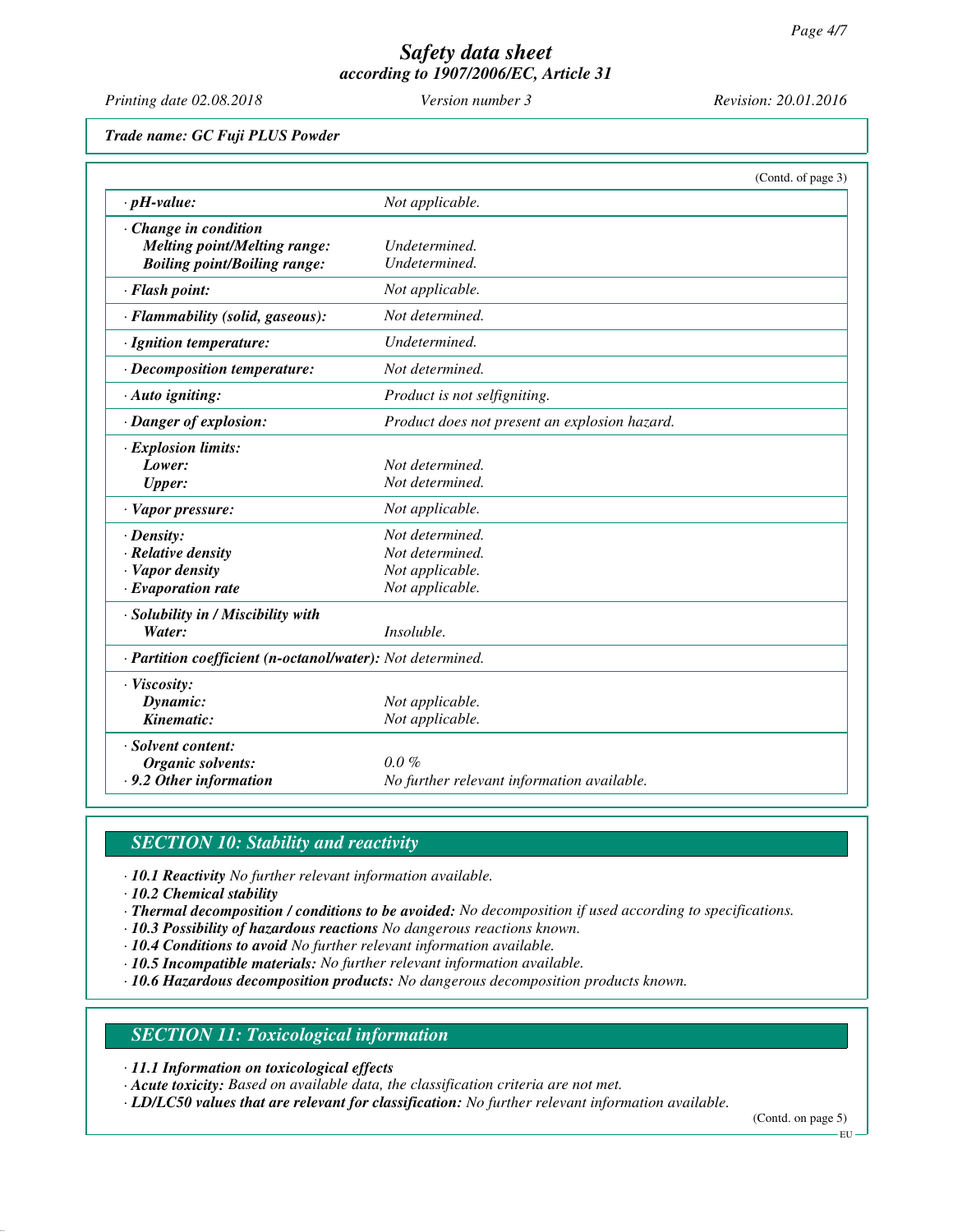# Safety data sheet
## according to 1907/2006/EC, Article 31

*Printing date 02.08.2018* *Version number 3* *Revision: 20.01.2016*

***Trade name: GC Fuji PLUS Powder***

(Contd. of page 3)

| | |
|---|---|
| **· pH-value:** | *Not applicable.* |
| **· Change in condition** | |
| **Melting point/Melting range:** | *Undetermined.* |
| **Boiling point/Boiling range:** | *Undetermined.* |
| **· Flash point:** | *Not applicable.* |
| **· Flammability (solid, gaseous):** | *Not determined.* |
| **· Ignition temperature:** | *Undetermined.* |
| **· Decomposition temperature:** | *Not determined.* |
| **· Auto igniting:** | *Product is not selfigniting.* |
| **· Danger of explosion:** | *Product does not present an explosion hazard.* |
| **· Explosion limits:** | |
| **Lower:** | *Not determined.* |
| **Upper:** | *Not determined.* |
| **· Vapor pressure:** | *Not applicable.* |
| **· Density:** | *Not determined.* |
| **· Relative density** | *Not determined.* |
| **· Vapor density** | *Not applicable.* |
| **· Evaporation rate** | *Not applicable.* |
| **· Solubility in / Miscibility with** | |
| **Water:** | *Insoluble.* |
| **· Partition coefficient (n-octanol/water):** | *Not determined.* |
| **· Viscosity:** | |
| **Dynamic:** | *Not applicable.* |
| **Kinematic:** | *Not applicable.* |
| **· Solvent content:** | |
| **Organic solvents:** | *0.0 %* |
| **· 9.2 Other information** | *No further relevant information available.* |

## *SECTION 10: Stability and reactivity*

- ***10.1 Reactivity*** *No further relevant information available.*
- ***10.2 Chemical stability***
- ***Thermal decomposition / conditions to be avoided:*** *No decomposition if used according to specifications.*
- ***10.3 Possibility of hazardous reactions*** *No dangerous reactions known.*
- ***10.4 Conditions to avoid*** *No further relevant information available.*
- ***10.5 Incompatible materials:*** *No further relevant information available.*
- ***10.6 Hazardous decomposition products:*** *No dangerous decomposition products known.*

## *SECTION 11: Toxicological information*

- ***11.1 Information on toxicological effects***
- ***Acute toxicity:*** *Based on available data, the classification criteria are not met.*
- ***LD/LC50 values that are relevant for classification:*** *No further relevant information available.*

(Contd. on page 5)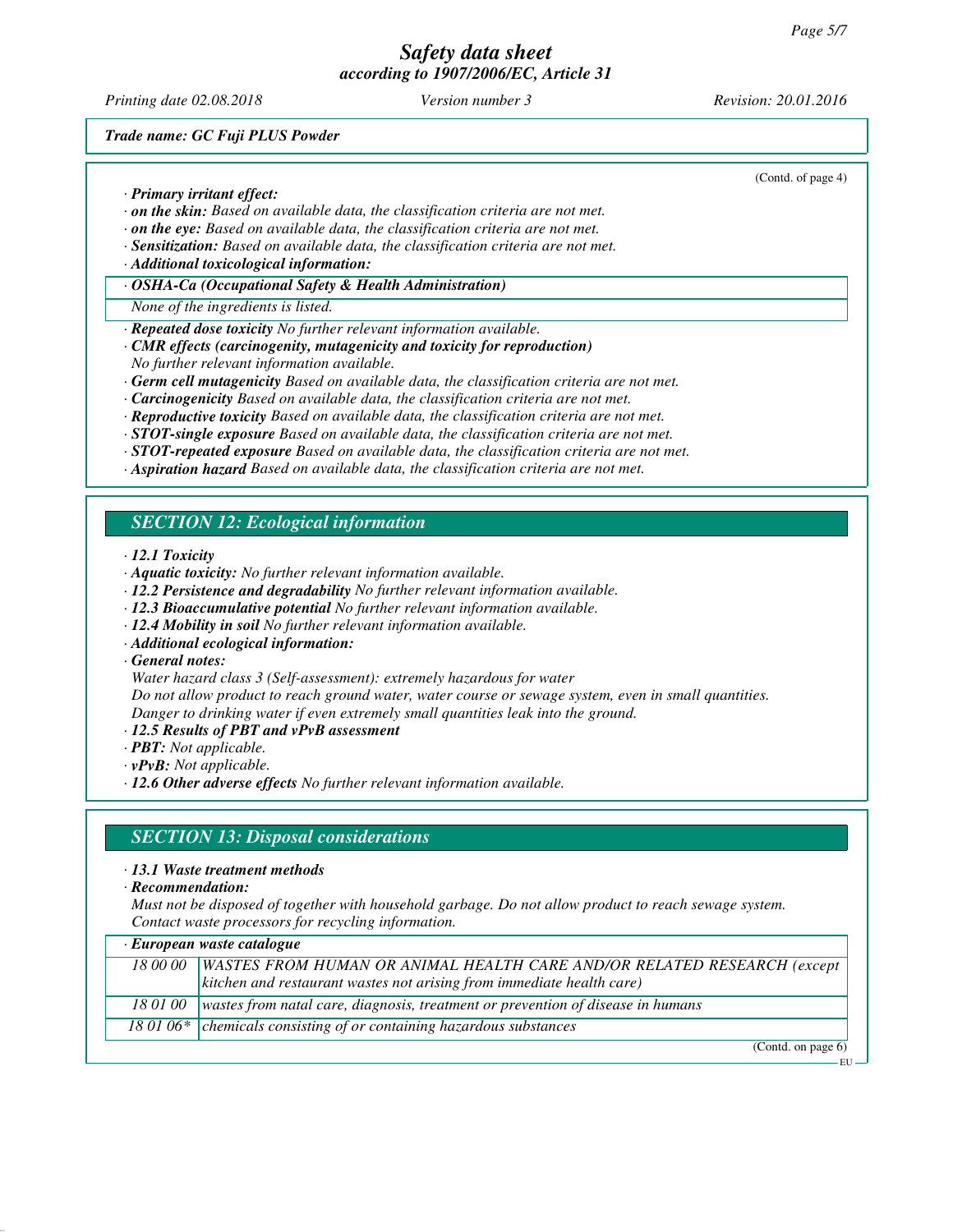*Trade name: GC Fuji PLUS Powder*

(Contd. of page 4)

· ***Primary irritant effect:***
· ***on the skin:*** *Based on available data, the classification criteria are not met.*
· ***on the eye:*** *Based on available data, the classification criteria are not met.*
· ***Sensitization:*** *Based on available data, the classification criteria are not met.*
· ***Additional toxicological information:***

| · *OSHA-Ca (Occupational Safety & Health Administration)* |
|---|
| *None of the ingredients is listed.* |

· ***Repeated dose toxicity*** *No further relevant information available.*
· ***CMR effects (carcinogenity, mutagenicity and toxicity for reproduction)***
*No further relevant information available.*
· ***Germ cell mutagenicity*** *Based on available data, the classification criteria are not met.*
· ***Carcinogenicity*** *Based on available data, the classification criteria are not met.*
· ***Reproductive toxicity*** *Based on available data, the classification criteria are not met.*
· ***STOT-single exposure*** *Based on available data, the classification criteria are not met.*
· ***STOT-repeated exposure*** *Based on available data, the classification criteria are not met.*
· ***Aspiration hazard*** *Based on available data, the classification criteria are not met.*

## *SECTION 12: Ecological information*

· ***12.1 Toxicity***
· ***Aquatic toxicity:*** *No further relevant information available.*
· ***12.2 Persistence and degradability*** *No further relevant information available.*
· ***12.3 Bioaccumulative potential*** *No further relevant information available.*
· ***12.4 Mobility in soil*** *No further relevant information available.*
· ***Additional ecological information:***
· ***General notes:***
*Water hazard class 3 (Self-assessment): extremely hazardous for water*
*Do not allow product to reach ground water, water course or sewage system, even in small quantities.*
*Danger to drinking water if even extremely small quantities leak into the ground.*
· ***12.5 Results of PBT and vPvB assessment***
· ***PBT:*** *Not applicable.*
· ***vPvB:*** *Not applicable.*
· ***12.6 Other adverse effects*** *No further relevant information available.*

## *SECTION 13: Disposal considerations*

· ***13.1 Waste treatment methods***
· ***Recommendation:***
*Must not be disposed of together with household garbage. Do not allow product to reach sewage system.*
*Contact waste processors for recycling information.*

| · *European waste catalogue* | |
|---|---|
| *18 00 00* | *WASTES FROM HUMAN OR ANIMAL HEALTH CARE AND/OR RELATED RESEARCH (except kitchen and restaurant wastes not arising from immediate health care)* |
| *18 01 00* | *wastes from natal care, diagnosis, treatment or prevention of disease in humans* |
| *18 01 06** | *chemicals consisting of or containing hazardous substances* |

(Contd. on page 6)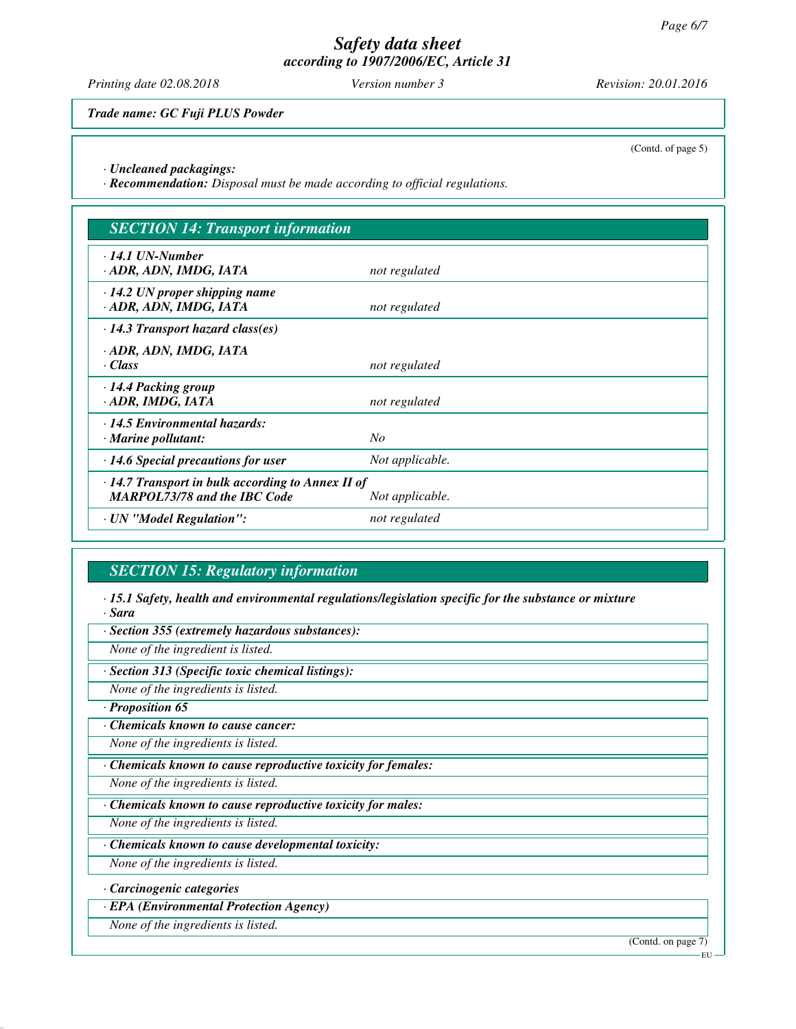(Contd. of page 5)

· **Uncleaned packagings:**
· **Recommendation:** *Disposal must be made according to official regulations.*

## SECTION 14: Transport information

| | |
|---|---|
| · **14.1 UN-Number** · **ADR, ADN, IMDG, IATA** | *not regulated* |
| · **14.2 UN proper shipping name** · **ADR, ADN, IMDG, IATA** | *not regulated* |
| · **14.3 Transport hazard class(es)** · **ADR, ADN, IMDG, IATA** · **Class** | *not regulated* |
| · **14.4 Packing group** · **ADR, IMDG, IATA** | *not regulated* |
| · **14.5 Environmental hazards:** · **Marine pollutant:** | *No* |
| · **14.6 Special precautions for user** | *Not applicable.* |
| · **14.7 Transport in bulk according to Annex II of MARPOL73/78 and the IBC Code** | *Not applicable.* |
| · **UN "Model Regulation":** | *not regulated* |

## SECTION 15: Regulatory information

· **15.1 Safety, health and environmental regulations/legislation specific for the substance or mixture**
· **Sara**

· **Section 355 (extremely hazardous substances):**
*None of the ingredient is listed.*

· **Section 313 (Specific toxic chemical listings):**
*None of the ingredients is listed.*

· **Proposition 65**

· **Chemicals known to cause cancer:**
*None of the ingredients is listed.*

· **Chemicals known to cause reproductive toxicity for females:**
*None of the ingredients is listed.*

· **Chemicals known to cause reproductive toxicity for males:**
*None of the ingredients is listed.*

· **Chemicals known to cause developmental toxicity:**
*None of the ingredients is listed.*

· **Carcinogenic categories**

· **EPA (Environmental Protection Agency)**
*None of the ingredients is listed.*

(Contd. on page 7)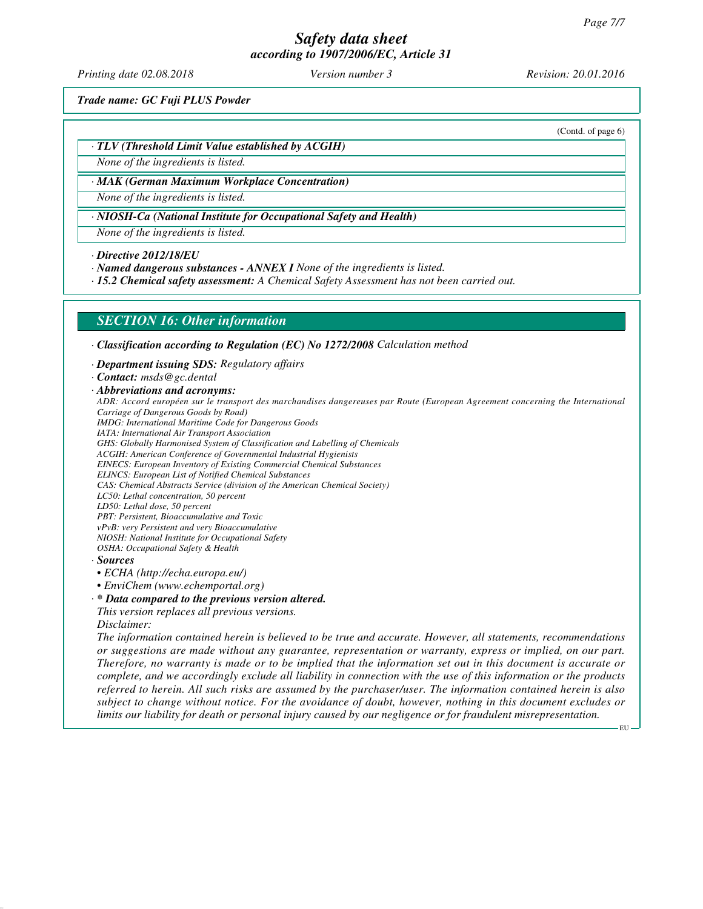*Trade name: GC Fuji PLUS Powder*

(Contd. of page 6)

· ***TLV (Threshold Limit Value established by ACGIH)***

*None of the ingredients is listed.*

· ***MAK (German Maximum Workplace Concentration)***

*None of the ingredients is listed.*

· ***NIOSH-Ca (National Institute for Occupational Safety and Health)***

*None of the ingredients is listed.*

· ***Directive 2012/18/EU***

· ***Named dangerous substances - ANNEX I*** *None of the ingredients is listed.*

· ***15.2 Chemical safety assessment:*** *A Chemical Safety Assessment has not been carried out.*

## *SECTION 16: Other information*

· ***Classification according to Regulation (EC) No 1272/2008*** *Calculation method*

· ***Department issuing SDS:*** *Regulatory affairs*

· ***Contact:*** *msds@gc.dental*

· ***Abbreviations and acronyms:***

*ADR: Accord européen sur le transport des marchandises dangereuses par Route (European Agreement concerning the International Carriage of Dangerous Goods by Road)*
*IMDG: International Maritime Code for Dangerous Goods*
*IATA: International Air Transport Association*
*GHS: Globally Harmonised System of Classification and Labelling of Chemicals*
*ACGIH: American Conference of Governmental Industrial Hygienists*
*EINECS: European Inventory of Existing Commercial Chemical Substances*
*ELINCS: European List of Notified Chemical Substances*
*CAS: Chemical Abstracts Service (division of the American Chemical Society)*
*LC50: Lethal concentration, 50 percent*
*LD50: Lethal dose, 50 percent*
*PBT: Persistent, Bioaccumulative and Toxic*
*vPvB: very Persistent and very Bioaccumulative*
*NIOSH: National Institute for Occupational Safety*
*OSHA: Occupational Safety & Health*

· ***Sources***

- *ECHA (http://echa.europa.eu/)*
- *EnviChem (www.echemportal.org)*

· ***\* Data compared to the previous version altered.***

*This version replaces all previous versions.*

*Disclaimer:*

*The information contained herein is believed to be true and accurate. However, all statements, recommendations or suggestions are made without any guarantee, representation or warranty, express or implied, on our part. Therefore, no warranty is made or to be implied that the information set out in this document is accurate or complete, and we accordingly exclude all liability in connection with the use of this information or the products referred to herein. All such risks are assumed by the purchaser/user. The information contained herein is also subject to change without notice. For the avoidance of doubt, however, nothing in this document excludes or limits our liability for death or personal injury caused by our negligence or for fraudulent misrepresentation.*

EU